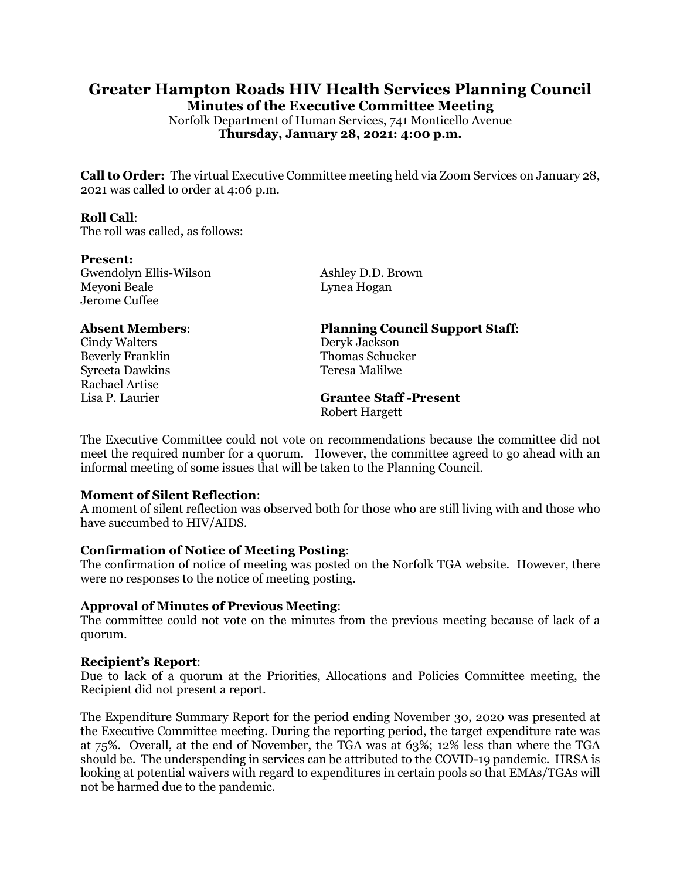# Greater Hampton Roads HIV Health Services Planning Council

## Minutes of the Executive Committee Meeting

Norfolk Department of Human Services, 741 Monticello Avenue

**Thursday, January 28, 2021: 4:00 p.m.**

**Call to Order:** The virtual Executive Committee meeting held via Zoom Services on January 28, 2021 was called to order at 4:06 p.m.

**Roll Call**:
The roll was called, as follows:

**Present:**
Gwendolyn Ellis-Wilson
Meyoni Beale
Jerome Cuffee
Ashley D.D. Brown
Lynea Hogan

**Absent Members**:
Cindy Walters
Beverly Franklin
Syreeta Dawkins
Rachael Artise
Lisa P. Laurier

**Planning Council Support Staff**:
Deryk Jackson
Thomas Schucker
Teresa Malilwe

**Grantee Staff -Present**
Robert Hargett

The Executive Committee could not vote on recommendations because the committee did not meet the required number for a quorum. However, the committee agreed to go ahead with an informal meeting of some issues that will be taken to the Planning Council.

**Moment of Silent Reflection**:
A moment of silent reflection was observed both for those who are still living with and those who have succumbed to HIV/AIDS.

**Confirmation of Notice of Meeting Posting**:
The confirmation of notice of meeting was posted on the Norfolk TGA website. However, there were no responses to the notice of meeting posting.

**Approval of Minutes of Previous Meeting**:
The committee could not vote on the minutes from the previous meeting because of lack of a quorum.

**Recipient's Report**:
Due to lack of a quorum at the Priorities, Allocations and Policies Committee meeting, the Recipient did not present a report.

The Expenditure Summary Report for the period ending November 30, 2020 was presented at the Executive Committee meeting. During the reporting period, the target expenditure rate was at 75%. Overall, at the end of November, the TGA was at 63%; 12% less than where the TGA should be. The underspending in services can be attributed to the COVID-19 pandemic. HRSA is looking at potential waivers with regard to expenditures in certain pools so that EMAs/TGAs will not be harmed due to the pandemic.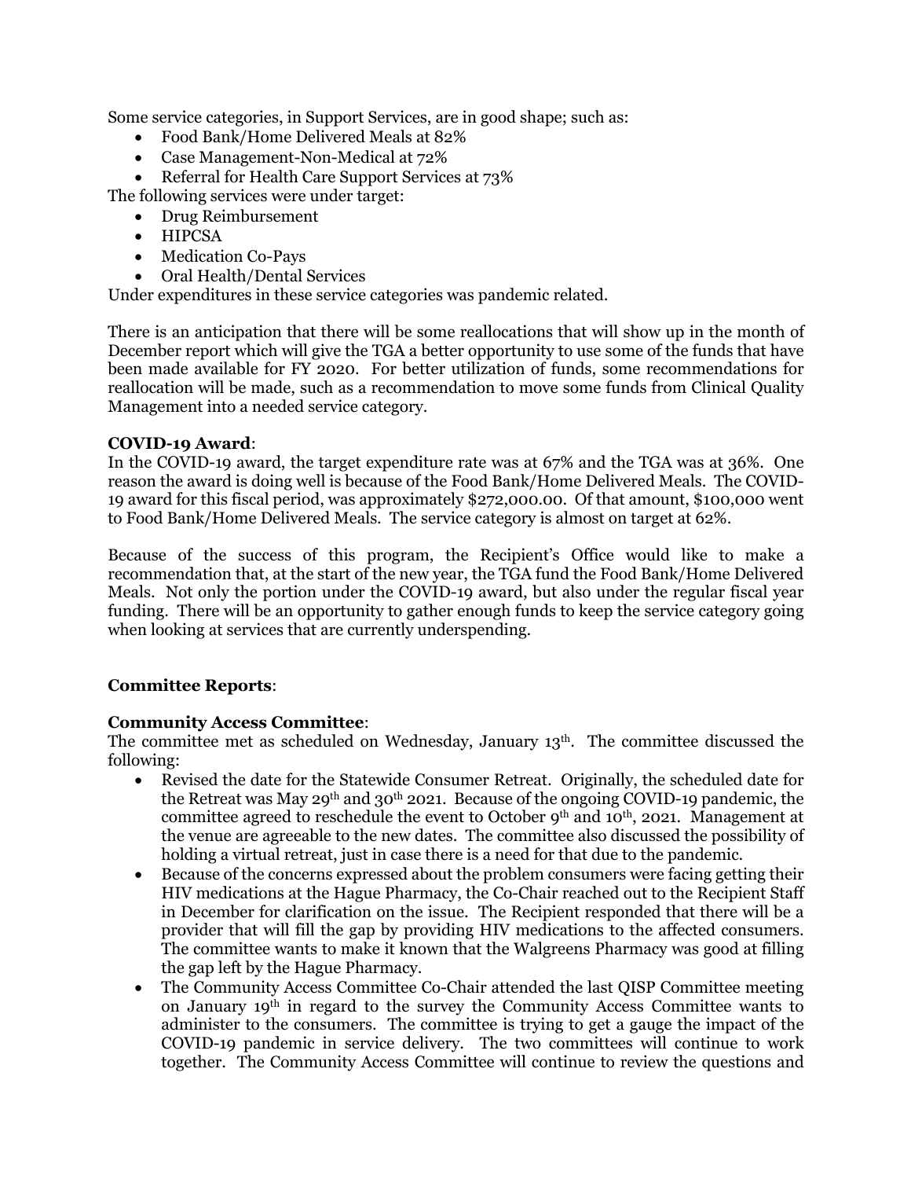Some service categories, in Support Services, are in good shape; such as:

- Food Bank/Home Delivered Meals at 82%
- Case Management-Non-Medical at 72%
- Referral for Health Care Support Services at 73%

The following services were under target:

- Drug Reimbursement
- HIPCSA
- Medication Co-Pays
- Oral Health/Dental Services

Under expenditures in these service categories was pandemic related.

There is an anticipation that there will be some reallocations that will show up in the month of December report which will give the TGA a better opportunity to use some of the funds that have been made available for FY 2020. For better utilization of funds, some recommendations for reallocation will be made, such as a recommendation to move some funds from Clinical Quality Management into a needed service category.

**COVID-19 Award**:
In the COVID-19 award, the target expenditure rate was at 67% and the TGA was at 36%. One reason the award is doing well is because of the Food Bank/Home Delivered Meals. The COVID-19 award for this fiscal period, was approximately $272,000.00. Of that amount, $100,000 went to Food Bank/Home Delivered Meals. The service category is almost on target at 62%.

Because of the success of this program, the Recipient's Office would like to make a recommendation that, at the start of the new year, the TGA fund the Food Bank/Home Delivered Meals. Not only the portion under the COVID-19 award, but also under the regular fiscal year funding. There will be an opportunity to gather enough funds to keep the service category going when looking at services that are currently underspending.

**Committee Reports**:

**Community Access Committee**:
The committee met as scheduled on Wednesday, January 13th. The committee discussed the following:

- Revised the date for the Statewide Consumer Retreat. Originally, the scheduled date for the Retreat was May 29th and 30th 2021. Because of the ongoing COVID-19 pandemic, the committee agreed to reschedule the event to October 9th and 10th, 2021. Management at the venue are agreeable to the new dates. The committee also discussed the possibility of holding a virtual retreat, just in case there is a need for that due to the pandemic.
- Because of the concerns expressed about the problem consumers were facing getting their HIV medications at the Hague Pharmacy, the Co-Chair reached out to the Recipient Staff in December for clarification on the issue. The Recipient responded that there will be a provider that will fill the gap by providing HIV medications to the affected consumers. The committee wants to make it known that the Walgreens Pharmacy was good at filling the gap left by the Hague Pharmacy.
- The Community Access Committee Co-Chair attended the last QISP Committee meeting on January 19th in regard to the survey the Community Access Committee wants to administer to the consumers. The committee is trying to get a gauge the impact of the COVID-19 pandemic in service delivery. The two committees will continue to work together. The Community Access Committee will continue to review the questions and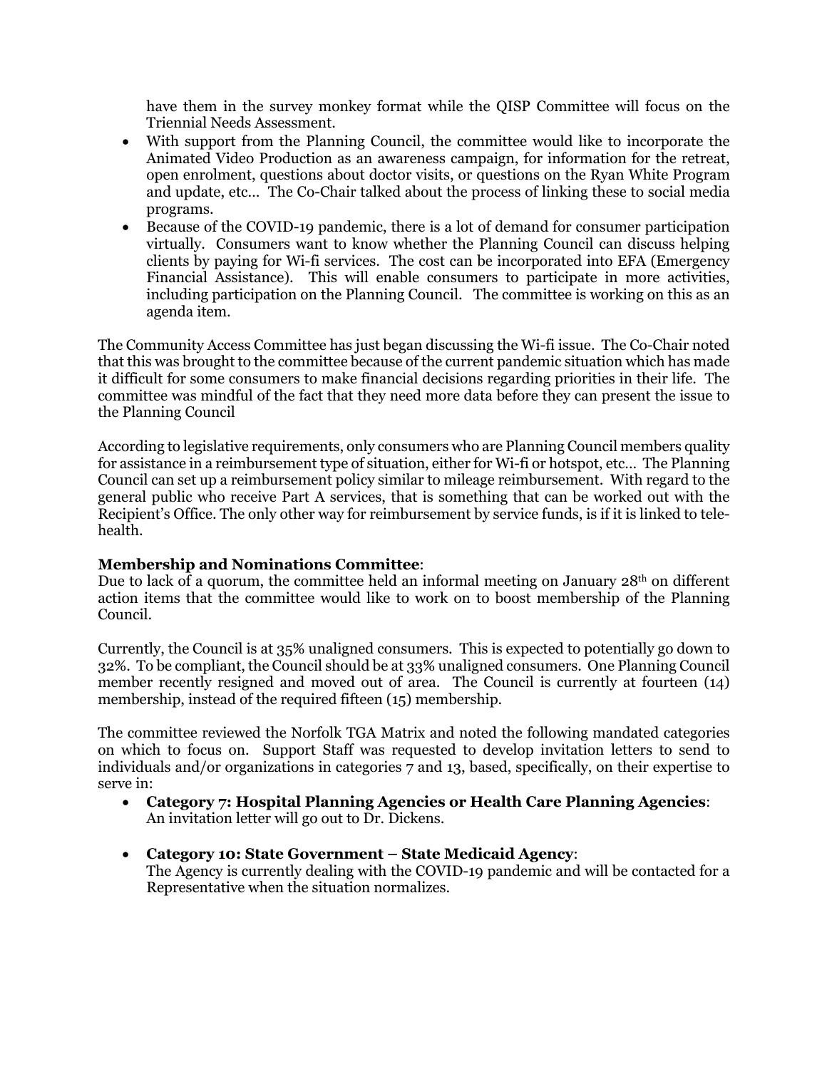have them in the survey monkey format while the QISP Committee will focus on the Triennial Needs Assessment.

- With support from the Planning Council, the committee would like to incorporate the Animated Video Production as an awareness campaign, for information for the retreat, open enrolment, questions about doctor visits, or questions on the Ryan White Program and update, etc… The Co-Chair talked about the process of linking these to social media programs.
- Because of the COVID-19 pandemic, there is a lot of demand for consumer participation virtually. Consumers want to know whether the Planning Council can discuss helping clients by paying for Wi-fi services. The cost can be incorporated into EFA (Emergency Financial Assistance). This will enable consumers to participate in more activities, including participation on the Planning Council. The committee is working on this as an agenda item.

The Community Access Committee has just began discussing the Wi-fi issue. The Co-Chair noted that this was brought to the committee because of the current pandemic situation which has made it difficult for some consumers to make financial decisions regarding priorities in their life. The committee was mindful of the fact that they need more data before they can present the issue to the Planning Council

According to legislative requirements, only consumers who are Planning Council members quality for assistance in a reimbursement type of situation, either for Wi-fi or hotspot, etc… The Planning Council can set up a reimbursement policy similar to mileage reimbursement. With regard to the general public who receive Part A services, that is something that can be worked out with the Recipient's Office. The only other way for reimbursement by service funds, is if it is linked to tele-health.

**Membership and Nominations Committee**:
Due to lack of a quorum, the committee held an informal meeting on January 28th on different action items that the committee would like to work on to boost membership of the Planning Council.

Currently, the Council is at 35% unaligned consumers. This is expected to potentially go down to 32%. To be compliant, the Council should be at 33% unaligned consumers. One Planning Council member recently resigned and moved out of area. The Council is currently at fourteen (14) membership, instead of the required fifteen (15) membership.

The committee reviewed the Norfolk TGA Matrix and noted the following mandated categories on which to focus on. Support Staff was requested to develop invitation letters to send to individuals and/or organizations in categories 7 and 13, based, specifically, on their expertise to serve in:

- **Category 7: Hospital Planning Agencies or Health Care Planning Agencies**: An invitation letter will go out to Dr. Dickens.

- **Category 10: State Government – State Medicaid Agency**: The Agency is currently dealing with the COVID-19 pandemic and will be contacted for a Representative when the situation normalizes.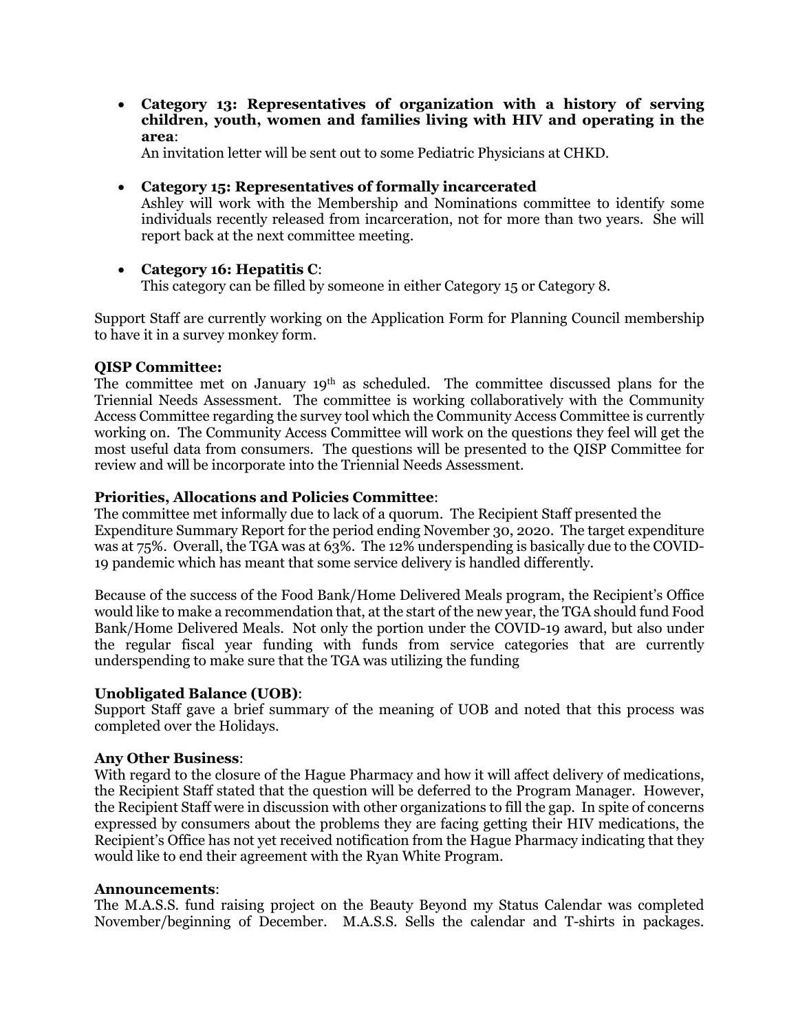- **Category 13: Representatives of organization with a history of serving children, youth, women and families living with HIV and operating in the area**:
  An invitation letter will be sent out to some Pediatric Physicians at CHKD.

- **Category 15: Representatives of formally incarcerated**
  Ashley will work with the Membership and Nominations committee to identify some individuals recently released from incarceration, not for more than two years. She will report back at the next committee meeting.

- **Category 16: Hepatitis C**:
  This category can be filled by someone in either Category 15 or Category 8.

Support Staff are currently working on the Application Form for Planning Council membership to have it in a survey monkey form.

**QISP Committee:**
The committee met on January 19th as scheduled. The committee discussed plans for the Triennial Needs Assessment. The committee is working collaboratively with the Community Access Committee regarding the survey tool which the Community Access Committee is currently working on. The Community Access Committee will work on the questions they feel will get the most useful data from consumers. The questions will be presented to the QISP Committee for review and will be incorporate into the Triennial Needs Assessment.

**Priorities, Allocations and Policies Committee**:
The committee met informally due to lack of a quorum. The Recipient Staff presented the Expenditure Summary Report for the period ending November 30, 2020. The target expenditure was at 75%. Overall, the TGA was at 63%. The 12% underspending is basically due to the COVID-19 pandemic which has meant that some service delivery is handled differently.

Because of the success of the Food Bank/Home Delivered Meals program, the Recipient's Office would like to make a recommendation that, at the start of the new year, the TGA should fund Food Bank/Home Delivered Meals. Not only the portion under the COVID-19 award, but also under the regular fiscal year funding with funds from service categories that are currently underspending to make sure that the TGA was utilizing the funding

**Unobligated Balance (UOB)**:
Support Staff gave a brief summary of the meaning of UOB and noted that this process was completed over the Holidays.

**Any Other Business**:
With regard to the closure of the Hague Pharmacy and how it will affect delivery of medications, the Recipient Staff stated that the question will be deferred to the Program Manager. However, the Recipient Staff were in discussion with other organizations to fill the gap. In spite of concerns expressed by consumers about the problems they are facing getting their HIV medications, the Recipient's Office has not yet received notification from the Hague Pharmacy indicating that they would like to end their agreement with the Ryan White Program.

**Announcements**:
The M.A.S.S. fund raising project on the Beauty Beyond my Status Calendar was completed November/beginning of December. M.A.S.S. Sells the calendar and T-shirts in packages.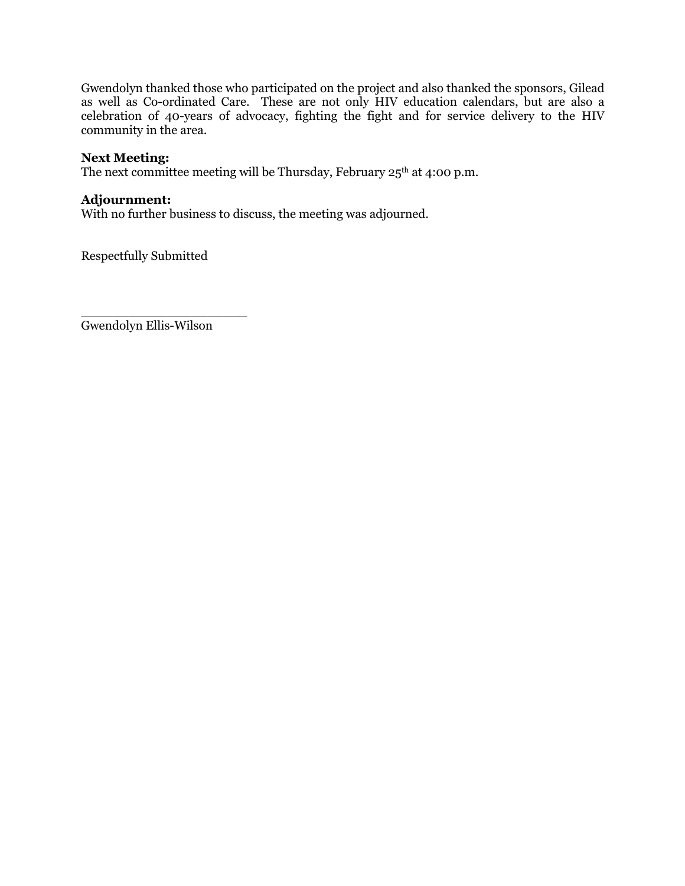Gwendolyn thanked those who participated on the project and also thanked the sponsors, Gilead as well as Co-ordinated Care. These are not only HIV education calendars, but are also a celebration of 40-years of advocacy, fighting the fight and for service delivery to the HIV community in the area.

**Next Meeting:**
The next committee meeting will be Thursday, February 25th at 4:00 p.m.

**Adjournment:**
With no further business to discuss, the meeting was adjourned.

Respectfully Submitted

______________________
Gwendolyn Ellis-Wilson